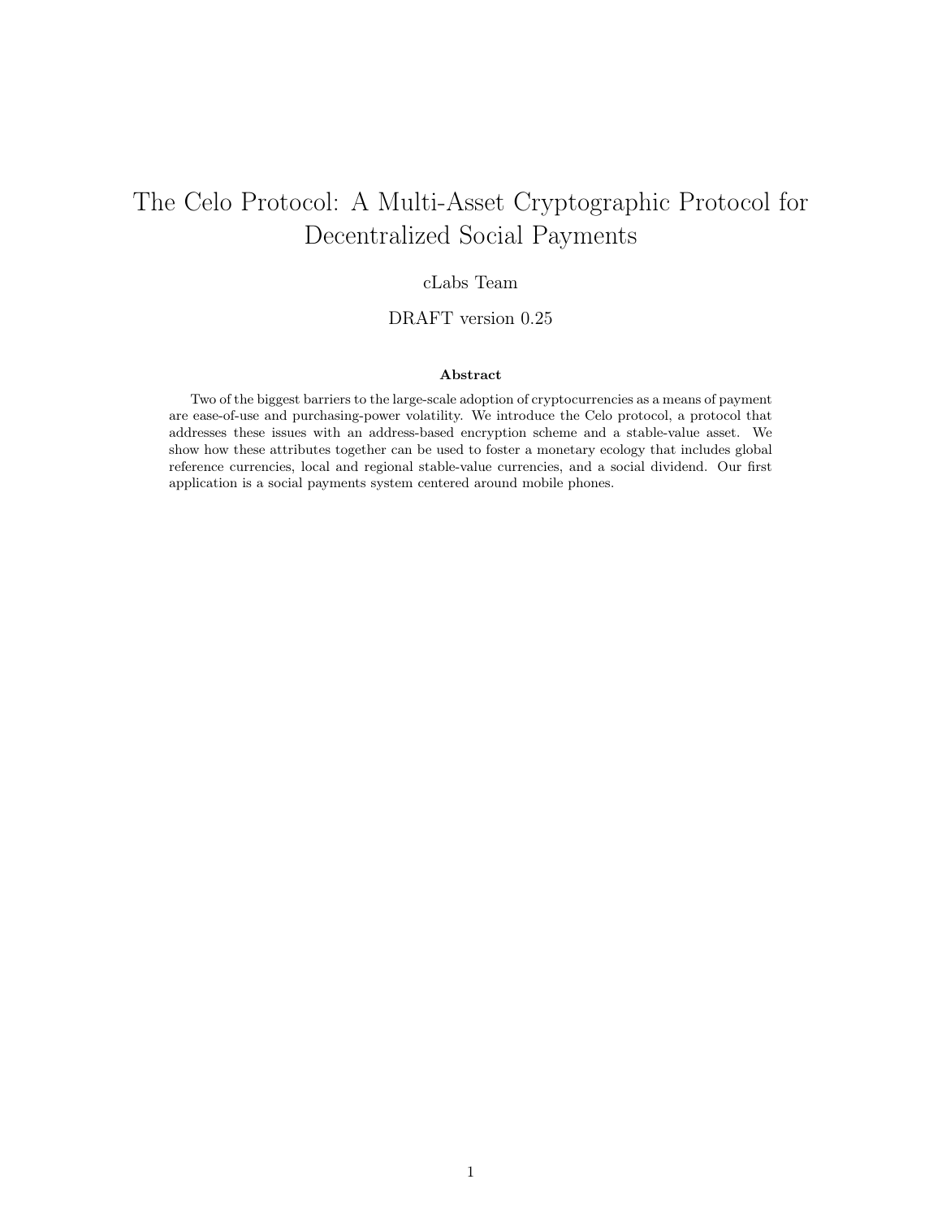# The Celo Protocol: A Multi-Asset Cryptographic Protocol for Decentralized Social Payments

cLabs Team

DRAFT version 0.25

**Abstract**

Two of the biggest barriers to the large-scale adoption of cryptocurrencies as a means of payment are ease-of-use and purchasing-power volatility. We introduce the Celo protocol, a protocol that addresses these issues with an address-based encryption scheme and a stable-value asset. We show how these attributes together can be used to foster a monetary ecology that includes global reference currencies, local and regional stable-value currencies, and a social dividend. Our first application is a social payments system centered around mobile phones.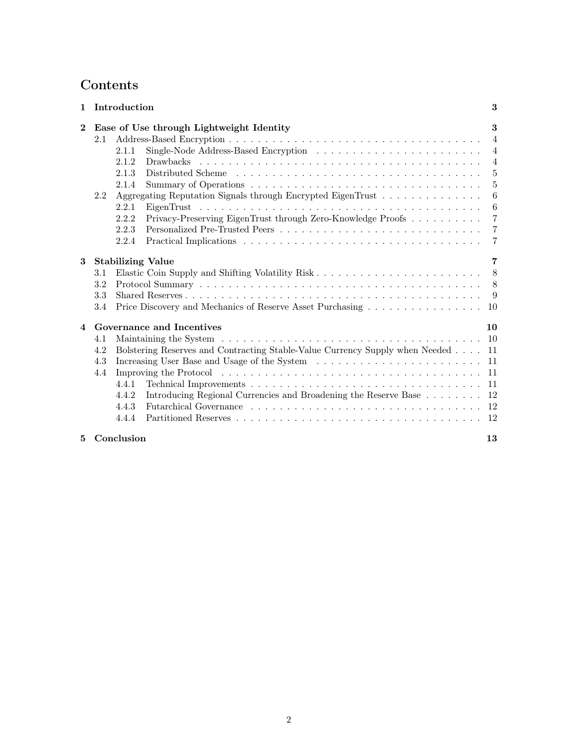# Contents

| | | |
|---|---|---|
| **1** | **Introduction** | **3** |
| **2** | **Ease of Use through Lightweight Identity** | **3** |
| 2.1 | Address-Based Encryption | 4 |
| 2.1.1 | Single-Node Address-Based Encryption | 4 |
| 2.1.2 | Drawbacks | 4 |
| 2.1.3 | Distributed Scheme | 5 |
| 2.1.4 | Summary of Operations | 5 |
| 2.2 | Aggregating Reputation Signals through Encrypted EigenTrust | 6 |
| 2.2.1 | EigenTrust | 6 |
| 2.2.2 | Privacy-Preserving EigenTrust through Zero-Knowledge Proofs | 7 |
| 2.2.3 | Personalized Pre-Trusted Peers | 7 |
| 2.2.4 | Practical Implications | 7 |
| **3** | **Stabilizing Value** | **7** |
| 3.1 | Elastic Coin Supply and Shifting Volatility Risk | 8 |
| 3.2 | Protocol Summary | 8 |
| 3.3 | Shared Reserves | 9 |
| 3.4 | Price Discovery and Mechanics of Reserve Asset Purchasing | 10 |
| **4** | **Governance and Incentives** | **10** |
| 4.1 | Maintaining the System | 10 |
| 4.2 | Bolstering Reserves and Contracting Stable-Value Currency Supply when Needed | 11 |
| 4.3 | Increasing User Base and Usage of the System | 11 |
| 4.4 | Improving the Protocol | 11 |
| 4.4.1 | Technical Improvements | 11 |
| 4.4.2 | Introducing Regional Currencies and Broadening the Reserve Base | 12 |
| 4.4.3 | Futarchical Governance | 12 |
| 4.4.4 | Partitioned Reserves | 12 |
| **5** | **Conclusion** | **13** |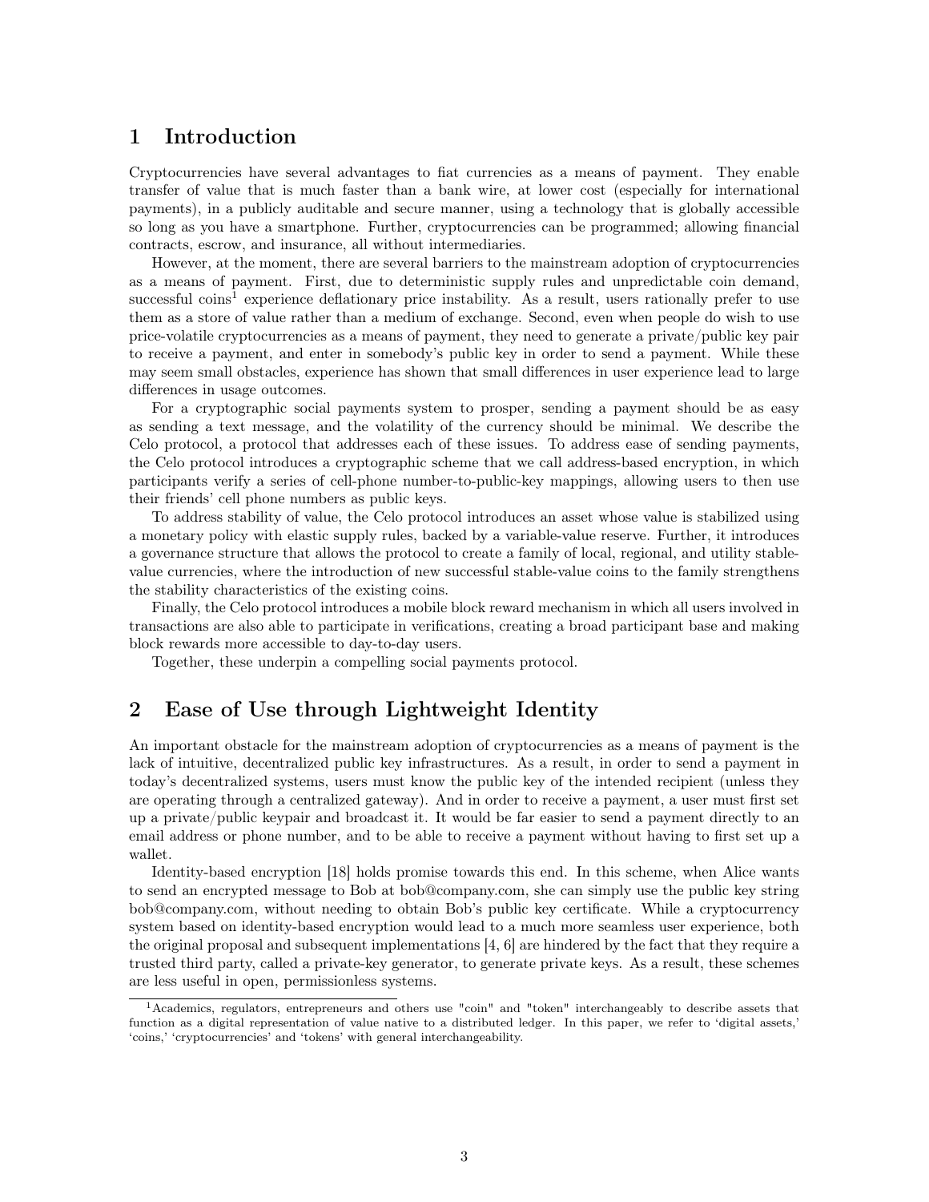# 1 Introduction

Cryptocurrencies have several advantages to fiat currencies as a means of payment. They enable transfer of value that is much faster than a bank wire, at lower cost (especially for international payments), in a publicly auditable and secure manner, using a technology that is globally accessible so long as you have a smartphone. Further, cryptocurrencies can be programmed; allowing financial contracts, escrow, and insurance, all without intermediaries.

However, at the moment, there are several barriers to the mainstream adoption of cryptocurrencies as a means of payment. First, due to deterministic supply rules and unpredictable coin demand, successful coins[1] experience deflationary price instability. As a result, users rationally prefer to use them as a store of value rather than a medium of exchange. Second, even when people do wish to use price-volatile cryptocurrencies as a means of payment, they need to generate a private/public key pair to receive a payment, and enter in somebody's public key in order to send a payment. While these may seem small obstacles, experience has shown that small differences in user experience lead to large differences in usage outcomes.

For a cryptographic social payments system to prosper, sending a payment should be as easy as sending a text message, and the volatility of the currency should be minimal. We describe the Celo protocol, a protocol that addresses each of these issues. To address ease of sending payments, the Celo protocol introduces a cryptographic scheme that we call address-based encryption, in which participants verify a series of cell-phone number-to-public-key mappings, allowing users to then use their friends' cell phone numbers as public keys.

To address stability of value, the Celo protocol introduces an asset whose value is stabilized using a monetary policy with elastic supply rules, backed by a variable-value reserve. Further, it introduces a governance structure that allows the protocol to create a family of local, regional, and utility stable-value currencies, where the introduction of new successful stable-value coins to the family strengthens the stability characteristics of the existing coins.

Finally, the Celo protocol introduces a mobile block reward mechanism in which all users involved in transactions are also able to participate in verifications, creating a broad participant base and making block rewards more accessible to day-to-day users.

Together, these underpin a compelling social payments protocol.

# 2 Ease of Use through Lightweight Identity

An important obstacle for the mainstream adoption of cryptocurrencies as a means of payment is the lack of intuitive, decentralized public key infrastructures. As a result, in order to send a payment in today's decentralized systems, users must know the public key of the intended recipient (unless they are operating through a centralized gateway). And in order to receive a payment, a user must first set up a private/public keypair and broadcast it. It would be far easier to send a payment directly to an email address or phone number, and to be able to receive a payment without having to first set up a wallet.

Identity-based encryption [18] holds promise towards this end. In this scheme, when Alice wants to send an encrypted message to Bob at bob@company.com, she can simply use the public key string bob@company.com, without needing to obtain Bob's public key certificate. While a cryptocurrency system based on identity-based encryption would lead to a much more seamless user experience, both the original proposal and subsequent implementations [4, 6] are hindered by the fact that they require a trusted third party, called a private-key generator, to generate private keys. As a result, these schemes are less useful in open, permissionless systems.

[1] Academics, regulators, entrepreneurs and others use "coin" and "token" interchangeably to describe assets that function as a digital representation of value native to a distributed ledger. In this paper, we refer to 'digital assets,' 'coins,' 'cryptocurrencies' and 'tokens' with general interchangeability.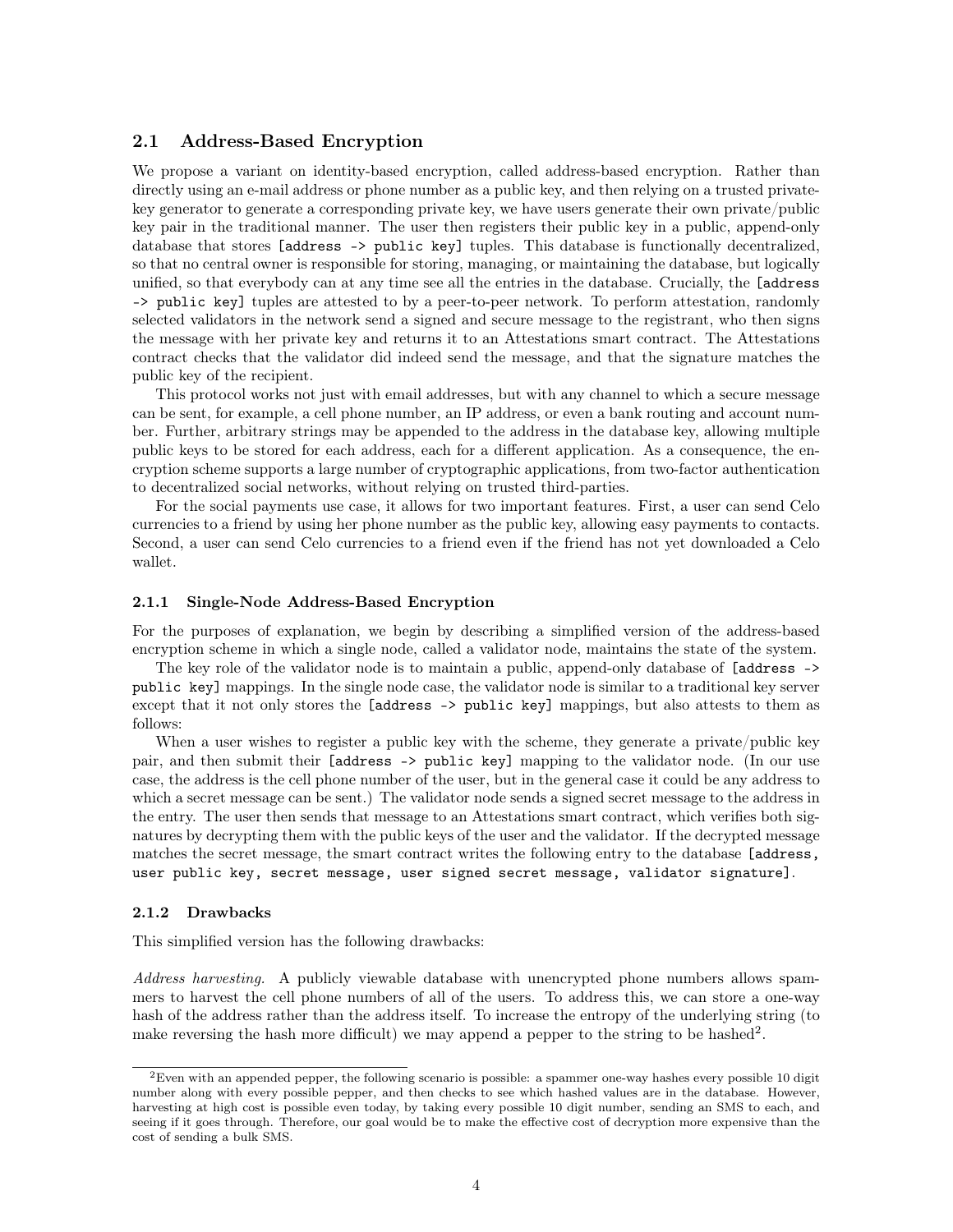## 2.1 Address-Based Encryption

We propose a variant on identity-based encryption, called address-based encryption. Rather than directly using an e-mail address or phone number as a public key, and then relying on a trusted private-key generator to generate a corresponding private key, we have users generate their own private/public key pair in the traditional manner. The user then registers their public key in a public, append-only database that stores `[address -> public key]` tuples. This database is functionally decentralized, so that no central owner is responsible for storing, managing, or maintaining the database, but logically unified, so that everybody can at any time see all the entries in the database. Crucially, the `[address -> public key]` tuples are attested to by a peer-to-peer network. To perform attestation, randomly selected validators in the network send a signed and secure message to the registrant, who then signs the message with her private key and returns it to an Attestations smart contract. The Attestations contract checks that the validator did indeed send the message, and that the signature matches the public key of the recipient.

This protocol works not just with email addresses, but with any channel to which a secure message can be sent, for example, a cell phone number, an IP address, or even a bank routing and account number. Further, arbitrary strings may be appended to the address in the database key, allowing multiple public keys to be stored for each address, each for a different application. As a consequence, the encryption scheme supports a large number of cryptographic applications, from two-factor authentication to decentralized social networks, without relying on trusted third-parties.

For the social payments use case, it allows for two important features. First, a user can send Celo currencies to a friend by using her phone number as the public key, allowing easy payments to contacts. Second, a user can send Celo currencies to a friend even if the friend has not yet downloaded a Celo wallet.

### 2.1.1 Single-Node Address-Based Encryption

For the purposes of explanation, we begin by describing a simplified version of the address-based encryption scheme in which a single node, called a validator node, maintains the state of the system.

The key role of the validator node is to maintain a public, append-only database of `[address -> public key]` mappings. In the single node case, the validator node is similar to a traditional key server except that it not only stores the `[address -> public key]` mappings, but also attests to them as follows:

When a user wishes to register a public key with the scheme, they generate a private/public key pair, and then submit their `[address -> public key]` mapping to the validator node. (In our use case, the address is the cell phone number of the user, but in the general case it could be any address to which a secret message can be sent.) The validator node sends a signed secret message to the address in the entry. The user then sends that message to an Attestations smart contract, which verifies both signatures by decrypting them with the public keys of the user and the validator. If the decrypted message matches the secret message, the smart contract writes the following entry to the database `[address, user public key, secret message, user signed secret message, validator signature]`.

### 2.1.2 Drawbacks

This simplified version has the following drawbacks:

*Address harvesting.* A publicly viewable database with unencrypted phone numbers allows spammers to harvest the cell phone numbers of all of the users. To address this, we can store a one-way hash of the address rather than the address itself. To increase the entropy of the underlying string (to make reversing the hash more difficult) we may append a pepper to the string to be hashed[2].

---

[2]Even with an appended pepper, the following scenario is possible: a spammer one-way hashes every possible 10 digit number along with every possible pepper, and then checks to see which hashed values are in the database. However, harvesting at high cost is possible even today, by taking every possible 10 digit number, sending an SMS to each, and seeing if it goes through. Therefore, our goal would be to make the effective cost of decryption more expensive than the cost of sending a bulk SMS.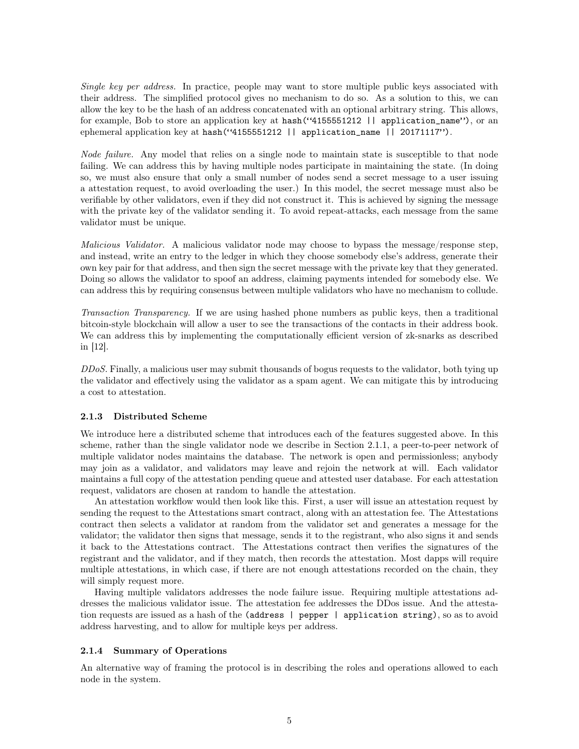*Single key per address.* In practice, people may want to store multiple public keys associated with their address. The simplified protocol gives no mechanism to do so. As a solution to this, we can allow the key to be the hash of an address concatenated with an optional arbitrary string. This allows, for example, Bob to store an application key at `hash("4155551212 || application_name")`, or an ephemeral application key at `hash("4155551212 || application_name || 20171117")`.

*Node failure.* Any model that relies on a single node to maintain state is susceptible to that node failing. We can address this by having multiple nodes participate in maintaining the state. (In doing so, we must also ensure that only a small number of nodes send a secret message to a user issuing a attestation request, to avoid overloading the user.) In this model, the secret message must also be verifiable by other validators, even if they did not construct it. This is achieved by signing the message with the private key of the validator sending it. To avoid repeat-attacks, each message from the same validator must be unique.

*Malicious Validator.* A malicious validator node may choose to bypass the message/response step, and instead, write an entry to the ledger in which they choose somebody else's address, generate their own key pair for that address, and then sign the secret message with the private key that they generated. Doing so allows the validator to spoof an address, claiming payments intended for somebody else. We can address this by requiring consensus between multiple validators who have no mechanism to collude.

*Transaction Transparency.* If we are using hashed phone numbers as public keys, then a traditional bitcoin-style blockchain will allow a user to see the transactions of the contacts in their address book. We can address this by implementing the computationally efficient version of zk-snarks as described in [12].

*DDoS.* Finally, a malicious user may submit thousands of bogus requests to the validator, both tying up the validator and effectively using the validator as a spam agent. We can mitigate this by introducing a cost to attestation.

### 2.1.3 Distributed Scheme

We introduce here a distributed scheme that introduces each of the features suggested above. In this scheme, rather than the single validator node we describe in Section 2.1.1, a peer-to-peer network of multiple validator nodes maintains the database. The network is open and permissionless; anybody may join as a validator, and validators may leave and rejoin the network at will. Each validator maintains a full copy of the attestation pending queue and attested user database. For each attestation request, validators are chosen at random to handle the attestation.

An attestation workflow would then look like this. First, a user will issue an attestation request by sending the request to the Attestations smart contract, along with an attestation fee. The Attestations contract then selects a validator at random from the validator set and generates a message for the validator; the validator then signs that message, sends it to the registrant, who also signs it and sends it back to the Attestations contract. The Attestations contract then verifies the signatures of the registrant and the validator, and if they match, then records the attestation. Most dapps will require multiple attestations, in which case, if there are not enough attestations recorded on the chain, they will simply request more.

Having multiple validators addresses the node failure issue. Requiring multiple attestations addresses the malicious validator issue. The attestation fee addresses the DDos issue. And the attestation requests are issued as a hash of the `(address | pepper | application string)`, so as to avoid address harvesting, and to allow for multiple keys per address.

### 2.1.4 Summary of Operations

An alternative way of framing the protocol is in describing the roles and operations allowed to each node in the system.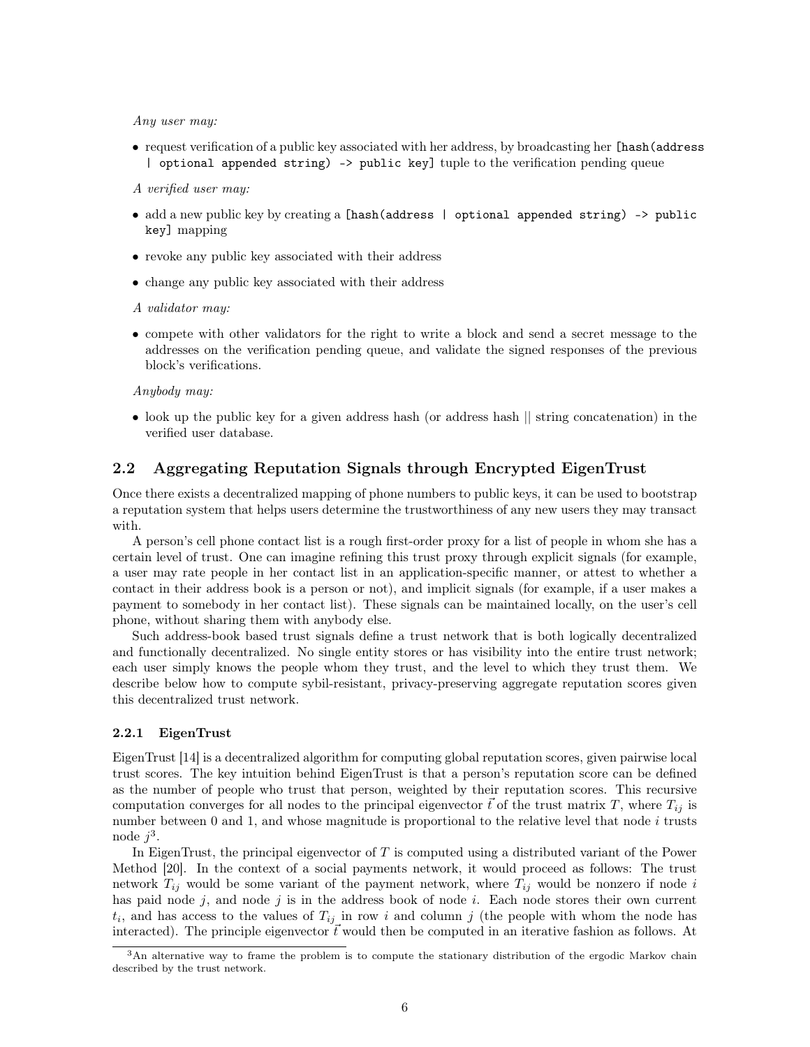*Any user may:*

- request verification of a public key associated with her address, by broadcasting her `[hash(address | optional appended string) -> public key]` tuple to the verification pending queue

*A verified user may:*

- add a new public key by creating a `[hash(address | optional appended string) -> public key]` mapping
- revoke any public key associated with their address
- change any public key associated with their address

*A validator may:*

- compete with other validators for the right to write a block and send a secret message to the addresses on the verification pending queue, and validate the signed responses of the previous block's verifications.

*Anybody may:*

- look up the public key for a given address hash (or address hash || string concatenation) in the verified user database.

## 2.2 Aggregating Reputation Signals through Encrypted EigenTrust

Once there exists a decentralized mapping of phone numbers to public keys, it can be used to bootstrap a reputation system that helps users determine the trustworthiness of any new users they may transact with.

A person's cell phone contact list is a rough first-order proxy for a list of people in whom she has a certain level of trust. One can imagine refining this trust proxy through explicit signals (for example, a user may rate people in her contact list in an application-specific manner, or attest to whether a contact in their address book is a person or not), and implicit signals (for example, if a user makes a payment to somebody in her contact list). These signals can be maintained locally, on the user's cell phone, without sharing them with anybody else.

Such address-book based trust signals define a trust network that is both logically decentralized and functionally decentralized. No single entity stores or has visibility into the entire trust network; each user simply knows the people whom they trust, and the level to which they trust them. We describe below how to compute sybil-resistant, privacy-preserving aggregate reputation scores given this decentralized trust network.

### 2.2.1 EigenTrust

EigenTrust [14] is a decentralized algorithm for computing global reputation scores, given pairwise local trust scores. The key intuition behind EigenTrust is that a person's reputation score can be defined as the number of people who trust that person, weighted by their reputation scores. This recursive computation converges for all nodes to the principal eigenvector $\vec{t}$ of the trust matrix $T$, where $T_{ij}$ is number between 0 and 1, and whose magnitude is proportional to the relative level that node $i$ trusts node $j$[3].

In EigenTrust, the principal eigenvector of $T$ is computed using a distributed variant of the Power Method [20]. In the context of a social payments network, it would proceed as follows: The trust network $T_{ij}$ would be some variant of the payment network, where $T_{ij}$ would be nonzero if node $i$ has paid node $j$, and node $j$ is in the address book of node $i$. Each node stores their own current $t_i$, and has access to the values of $T_{ij}$ in row $i$ and column $j$ (the people with whom the node has interacted). The principle eigenvector $\vec{t}$ would then be computed in an iterative fashion as follows. At

[3] An alternative way to frame the problem is to compute the stationary distribution of the ergodic Markov chain described by the trust network.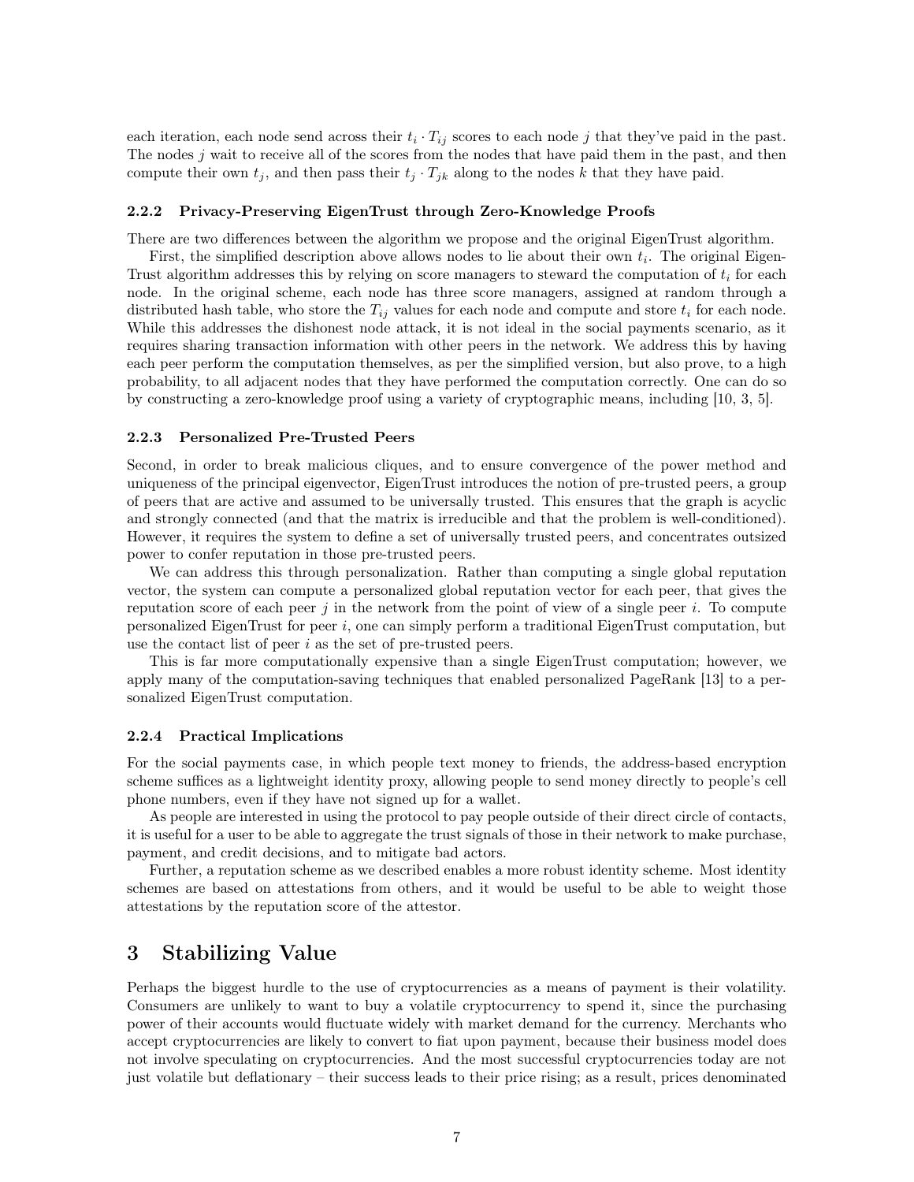each iteration, each node send across their $t_i \cdot T_{ij}$ scores to each node $j$ that they've paid in the past. The nodes $j$ wait to receive all of the scores from the nodes that have paid them in the past, and then compute their own $t_j$, and then pass their $t_j \cdot T_{jk}$ along to the nodes $k$ that they have paid.

#### 2.2.2 Privacy-Preserving EigenTrust through Zero-Knowledge Proofs

There are two differences between the algorithm we propose and the original EigenTrust algorithm.

First, the simplified description above allows nodes to lie about their own $t_i$. The original EigenTrust algorithm addresses this by relying on score managers to steward the computation of $t_i$ for each node. In the original scheme, each node has three score managers, assigned at random through a distributed hash table, who store the $T_{ij}$ values for each node and compute and store $t_i$ for each node. While this addresses the dishonest node attack, it is not ideal in the social payments scenario, as it requires sharing transaction information with other peers in the network. We address this by having each peer perform the computation themselves, as per the simplified version, but also prove, to a high probability, to all adjacent nodes that they have performed the computation correctly. One can do so by constructing a zero-knowledge proof using a variety of cryptographic means, including [10, 3, 5].

#### 2.2.3 Personalized Pre-Trusted Peers

Second, in order to break malicious cliques, and to ensure convergence of the power method and uniqueness of the principal eigenvector, EigenTrust introduces the notion of pre-trusted peers, a group of peers that are active and assumed to be universally trusted. This ensures that the graph is acyclic and strongly connected (and that the matrix is irreducible and that the problem is well-conditioned). However, it requires the system to define a set of universally trusted peers, and concentrates outsized power to confer reputation in those pre-trusted peers.

We can address this through personalization. Rather than computing a single global reputation vector, the system can compute a personalized global reputation vector for each peer, that gives the reputation score of each peer $j$ in the network from the point of view of a single peer $i$. To compute personalized EigenTrust for peer $i$, one can simply perform a traditional EigenTrust computation, but use the contact list of peer $i$ as the set of pre-trusted peers.

This is far more computationally expensive than a single EigenTrust computation; however, we apply many of the computation-saving techniques that enabled personalized PageRank [13] to a personalized EigenTrust computation.

#### 2.2.4 Practical Implications

For the social payments case, in which people text money to friends, the address-based encryption scheme suffices as a lightweight identity proxy, allowing people to send money directly to people's cell phone numbers, even if they have not signed up for a wallet.

As people are interested in using the protocol to pay people outside of their direct circle of contacts, it is useful for a user to be able to aggregate the trust signals of those in their network to make purchase, payment, and credit decisions, and to mitigate bad actors.

Further, a reputation scheme as we described enables a more robust identity scheme. Most identity schemes are based on attestations from others, and it would be useful to be able to weight those attestations by the reputation score of the attestor.

## 3 Stabilizing Value

Perhaps the biggest hurdle to the use of cryptocurrencies as a means of payment is their volatility. Consumers are unlikely to want to buy a volatile cryptocurrency to spend it, since the purchasing power of their accounts would fluctuate widely with market demand for the currency. Merchants who accept cryptocurrencies are likely to convert to fiat upon payment, because their business model does not involve speculating on cryptocurrencies. And the most successful cryptocurrencies today are not just volatile but deflationary – their success leads to their price rising; as a result, prices denominated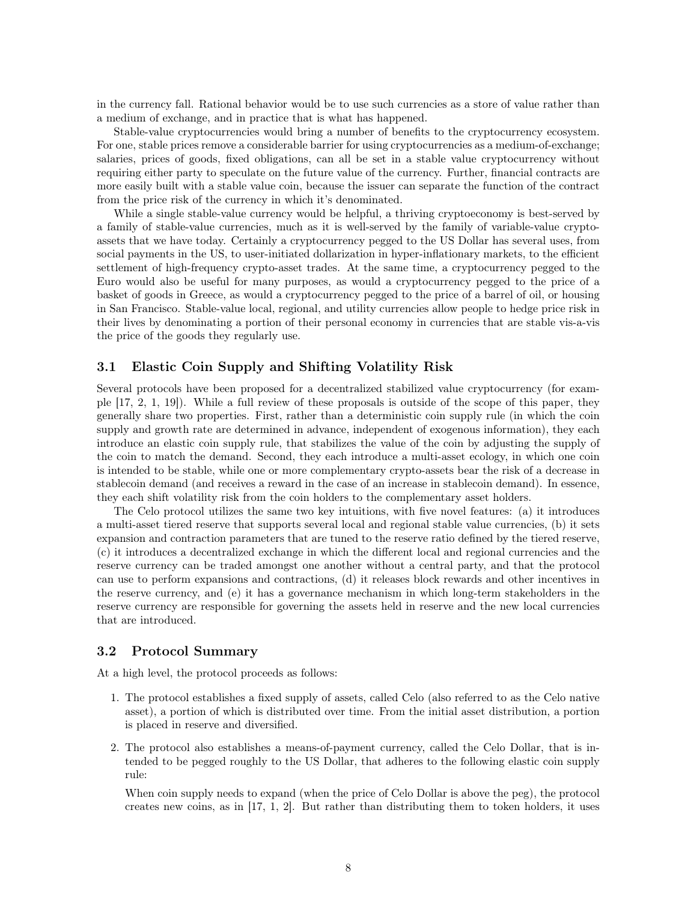in the currency fall. Rational behavior would be to use such currencies as a store of value rather than a medium of exchange, and in practice that is what has happened.

Stable-value cryptocurrencies would bring a number of benefits to the cryptocurrency ecosystem. For one, stable prices remove a considerable barrier for using cryptocurrencies as a medium-of-exchange; salaries, prices of goods, fixed obligations, can all be set in a stable value cryptocurrency without requiring either party to speculate on the future value of the currency. Further, financial contracts are more easily built with a stable value coin, because the issuer can separate the function of the contract from the price risk of the currency in which it's denominated.

While a single stable-value currency would be helpful, a thriving cryptoeconomy is best-served by a family of stable-value currencies, much as it is well-served by the family of variable-value crypto-assets that we have today. Certainly a cryptocurrency pegged to the US Dollar has several uses, from social payments in the US, to user-initiated dollarization in hyper-inflationary markets, to the efficient settlement of high-frequency crypto-asset trades. At the same time, a cryptocurrency pegged to the Euro would also be useful for many purposes, as would a cryptocurrency pegged to the price of a basket of goods in Greece, as would a cryptocurrency pegged to the price of a barrel of oil, or housing in San Francisco. Stable-value local, regional, and utility currencies allow people to hedge price risk in their lives by denominating a portion of their personal economy in currencies that are stable vis-a-vis the price of the goods they regularly use.

### 3.1 Elastic Coin Supply and Shifting Volatility Risk

Several protocols have been proposed for a decentralized stabilized value cryptocurrency (for example [17, 2, 1, 19]). While a full review of these proposals is outside of the scope of this paper, they generally share two properties. First, rather than a deterministic coin supply rule (in which the coin supply and growth rate are determined in advance, independent of exogenous information), they each introduce an elastic coin supply rule, that stabilizes the value of the coin by adjusting the supply of the coin to match the demand. Second, they each introduce a multi-asset ecology, in which one coin is intended to be stable, while one or more complementary crypto-assets bear the risk of a decrease in stablecoin demand (and receives a reward in the case of an increase in stablecoin demand). In essence, they each shift volatility risk from the coin holders to the complementary asset holders.

The Celo protocol utilizes the same two key intuitions, with five novel features: (a) it introduces a multi-asset tiered reserve that supports several local and regional stable value currencies, (b) it sets expansion and contraction parameters that are tuned to the reserve ratio defined by the tiered reserve, (c) it introduces a decentralized exchange in which the different local and regional currencies and the reserve currency can be traded amongst one another without a central party, and that the protocol can use to perform expansions and contractions, (d) it releases block rewards and other incentives in the reserve currency, and (e) it has a governance mechanism in which long-term stakeholders in the reserve currency are responsible for governing the assets held in reserve and the new local currencies that are introduced.

### 3.2 Protocol Summary

At a high level, the protocol proceeds as follows:

1. The protocol establishes a fixed supply of assets, called Celo (also referred to as the Celo native asset), a portion of which is distributed over time. From the initial asset distribution, a portion is placed in reserve and diversified.

2. The protocol also establishes a means-of-payment currency, called the Celo Dollar, that is intended to be pegged roughly to the US Dollar, that adheres to the following elastic coin supply rule:

   When coin supply needs to expand (when the price of Celo Dollar is above the peg), the protocol creates new coins, as in [17, 1, 2]. But rather than distributing them to token holders, it uses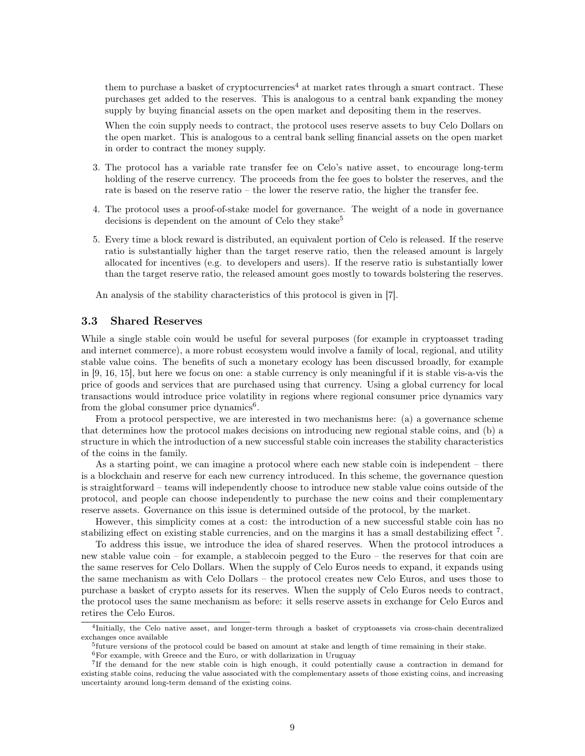them to purchase a basket of cryptocurrencies[4] at market rates through a smart contract. These purchases get added to the reserves. This is analogous to a central bank expanding the money supply by buying financial assets on the open market and depositing them in the reserves.

When the coin supply needs to contract, the protocol uses reserve assets to buy Celo Dollars on the open market. This is analogous to a central bank selling financial assets on the open market in order to contract the money supply.

3. The protocol has a variable rate transfer fee on Celo's native asset, to encourage long-term holding of the reserve currency. The proceeds from the fee goes to bolster the reserves, and the rate is based on the reserve ratio – the lower the reserve ratio, the higher the transfer fee.

4. The protocol uses a proof-of-stake model for governance. The weight of a node in governance decisions is dependent on the amount of Celo they stake[5]

5. Every time a block reward is distributed, an equivalent portion of Celo is released. If the reserve ratio is substantially higher than the target reserve ratio, then the released amount is largely allocated for incentives (e.g. to developers and users). If the reserve ratio is substantially lower than the target reserve ratio, the released amount goes mostly to towards bolstering the reserves.

An analysis of the stability characteristics of this protocol is given in [7].

### 3.3 Shared Reserves

While a single stable coin would be useful for several purposes (for example in cryptoasset trading and internet commerce), a more robust ecosystem would involve a family of local, regional, and utility stable value coins. The benefits of such a monetary ecology has been discussed broadly, for example in [9, 16, 15], but here we focus on one: a stable currency is only meaningful if it is stable vis-a-vis the price of goods and services that are purchased using that currency. Using a global currency for local transactions would introduce price volatility in regions where regional consumer price dynamics vary from the global consumer price dynamics[6].

From a protocol perspective, we are interested in two mechanisms here: (a) a governance scheme that determines how the protocol makes decisions on introducing new regional stable coins, and (b) a structure in which the introduction of a new successful stable coin increases the stability characteristics of the coins in the family.

As a starting point, we can imagine a protocol where each new stable coin is independent – there is a blockchain and reserve for each new currency introduced. In this scheme, the governance question is straightforward – teams will independently choose to introduce new stable value coins outside of the protocol, and people can choose independently to purchase the new coins and their complementary reserve assets. Governance on this issue is determined outside of the protocol, by the market.

However, this simplicity comes at a cost: the introduction of a new successful stable coin has no stabilizing effect on existing stable currencies, and on the margins it has a small destabilizing effect [7].

To address this issue, we introduce the idea of shared reserves. When the protocol introduces a new stable value coin – for example, a stablecoin pegged to the Euro – the reserves for that coin are the same reserves for Celo Dollars. When the supply of Celo Euros needs to expand, it expands using the same mechanism as with Celo Dollars – the protocol creates new Celo Euros, and uses those to purchase a basket of crypto assets for its reserves. When the supply of Celo Euros needs to contract, the protocol uses the same mechanism as before: it sells reserve assets in exchange for Celo Euros and retires the Celo Euros.

---

[4] Initially, the Celo native asset, and longer-term through a basket of cryptoassets via cross-chain decentralized exchanges once available

[5] future versions of the protocol could be based on amount at stake and length of time remaining in their stake.

[6] For example, with Greece and the Euro, or with dollarization in Uruguay

[7] If the demand for the new stable coin is high enough, it could potentially cause a contraction in demand for existing stable coins, reducing the value associated with the complementary assets of those existing coins, and increasing uncertainty around long-term demand of the existing coins.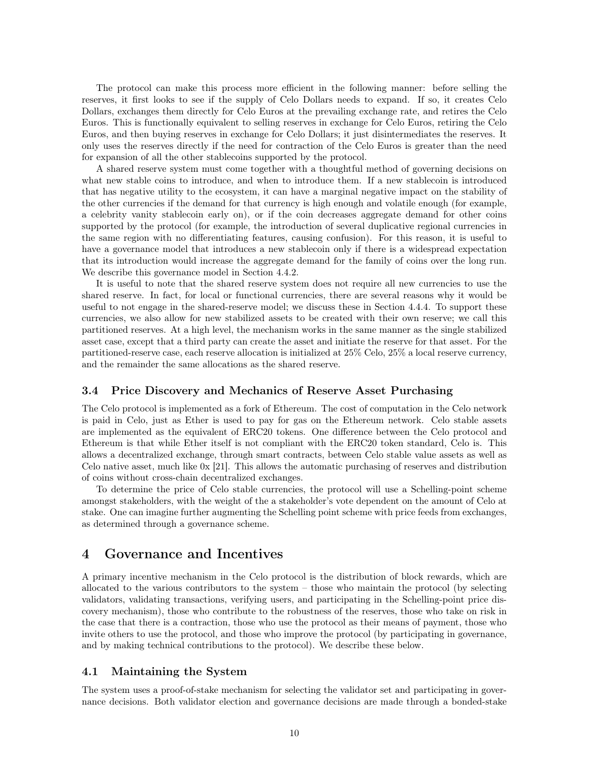The protocol can make this process more efficient in the following manner: before selling the reserves, it first looks to see if the supply of Celo Dollars needs to expand. If so, it creates Celo Dollars, exchanges them directly for Celo Euros at the prevailing exchange rate, and retires the Celo Euros. This is functionally equivalent to selling reserves in exchange for Celo Euros, retiring the Celo Euros, and then buying reserves in exchange for Celo Dollars; it just disintermediates the reserves. It only uses the reserves directly if the need for contraction of the Celo Euros is greater than the need for expansion of all the other stablecoins supported by the protocol.

A shared reserve system must come together with a thoughtful method of governing decisions on what new stable coins to introduce, and when to introduce them. If a new stablecoin is introduced that has negative utility to the ecosystem, it can have a marginal negative impact on the stability of the other currencies if the demand for that currency is high enough and volatile enough (for example, a celebrity vanity stablecoin early on), or if the coin decreases aggregate demand for other coins supported by the protocol (for example, the introduction of several duplicative regional currencies in the same region with no differentiating features, causing confusion). For this reason, it is useful to have a governance model that introduces a new stablecoin only if there is a widespread expectation that its introduction would increase the aggregate demand for the family of coins over the long run. We describe this governance model in Section 4.4.2.

It is useful to note that the shared reserve system does not require all new currencies to use the shared reserve. In fact, for local or functional currencies, there are several reasons why it would be useful to not engage in the shared-reserve model; we discuss these in Section 4.4.4. To support these currencies, we also allow for new stabilized assets to be created with their own reserve; we call this partitioned reserves. At a high level, the mechanism works in the same manner as the single stabilized asset case, except that a third party can create the asset and initiate the reserve for that asset. For the partitioned-reserve case, each reserve allocation is initialized at 25% Celo, 25% a local reserve currency, and the remainder the same allocations as the shared reserve.

### 3.4 Price Discovery and Mechanics of Reserve Asset Purchasing

The Celo protocol is implemented as a fork of Ethereum. The cost of computation in the Celo network is paid in Celo, just as Ether is used to pay for gas on the Ethereum network. Celo stable assets are implemented as the equivalent of ERC20 tokens. One difference between the Celo protocol and Ethereum is that while Ether itself is not compliant with the ERC20 token standard, Celo is. This allows a decentralized exchange, through smart contracts, between Celo stable value assets as well as Celo native asset, much like 0x [21]. This allows the automatic purchasing of reserves and distribution of coins without cross-chain decentralized exchanges.

To determine the price of Celo stable currencies, the protocol will use a Schelling-point scheme amongst stakeholders, with the weight of the a stakeholder's vote dependent on the amount of Celo at stake. One can imagine further augmenting the Schelling point scheme with price feeds from exchanges, as determined through a governance scheme.

## 4 Governance and Incentives

A primary incentive mechanism in the Celo protocol is the distribution of block rewards, which are allocated to the various contributors to the system – those who maintain the protocol (by selecting validators, validating transactions, verifying users, and participating in the Schelling-point price discovery mechanism), those who contribute to the robustness of the reserves, those who take on risk in the case that there is a contraction, those who use the protocol as their means of payment, those who invite others to use the protocol, and those who improve the protocol (by participating in governance, and by making technical contributions to the protocol). We describe these below.

### 4.1 Maintaining the System

The system uses a proof-of-stake mechanism for selecting the validator set and participating in governance decisions. Both validator election and governance decisions are made through a bonded-stake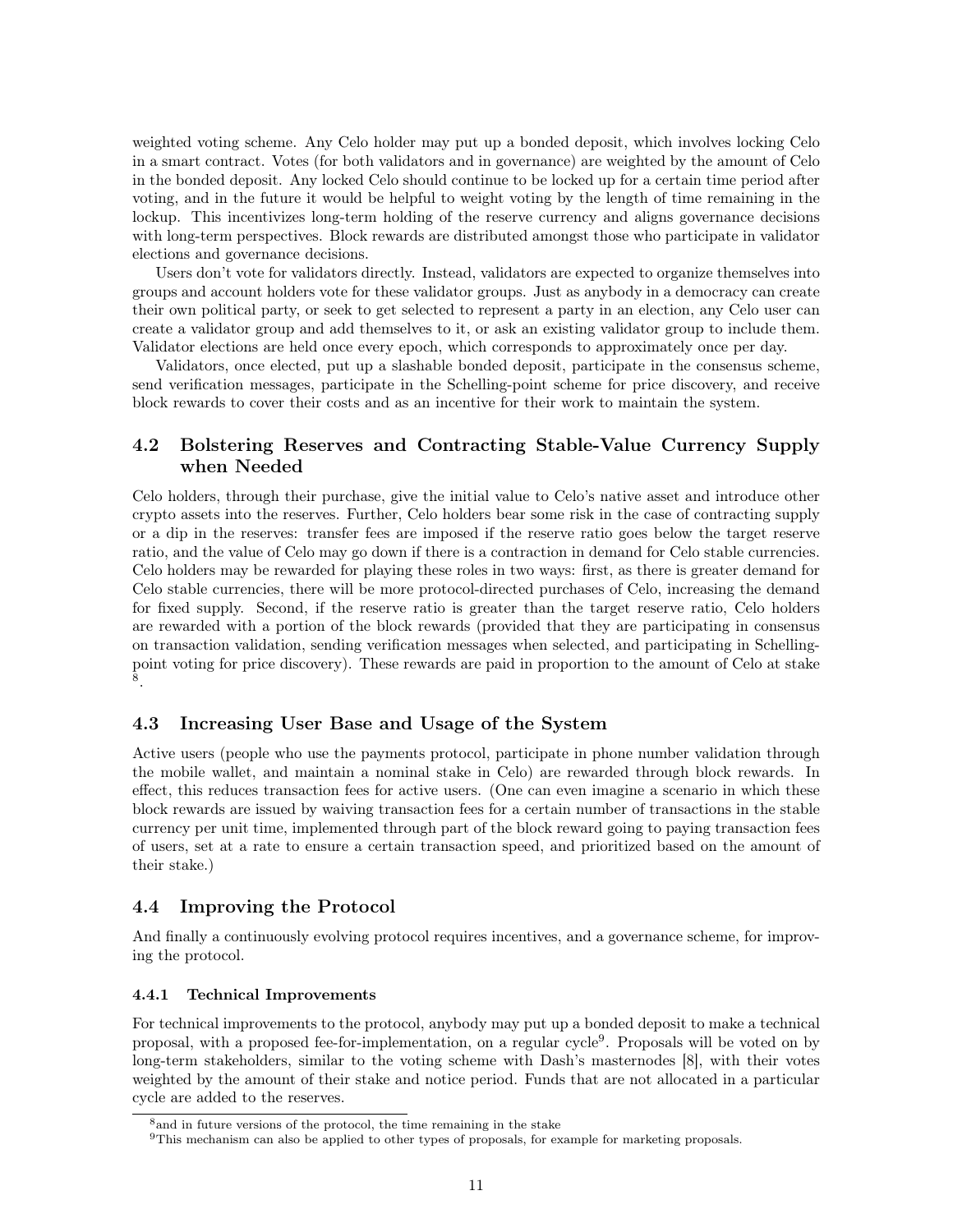weighted voting scheme. Any Celo holder may put up a bonded deposit, which involves locking Celo in a smart contract. Votes (for both validators and in governance) are weighted by the amount of Celo in the bonded deposit. Any locked Celo should continue to be locked up for a certain time period after voting, and in the future it would be helpful to weight voting by the length of time remaining in the lockup. This incentivizes long-term holding of the reserve currency and aligns governance decisions with long-term perspectives. Block rewards are distributed amongst those who participate in validator elections and governance decisions.

Users don't vote for validators directly. Instead, validators are expected to organize themselves into groups and account holders vote for these validator groups. Just as anybody in a democracy can create their own political party, or seek to get selected to represent a party in an election, any Celo user can create a validator group and add themselves to it, or ask an existing validator group to include them. Validator elections are held once every epoch, which corresponds to approximately once per day.

Validators, once elected, put up a slashable bonded deposit, participate in the consensus scheme, send verification messages, participate in the Schelling-point scheme for price discovery, and receive block rewards to cover their costs and as an incentive for their work to maintain the system.

## 4.2 Bolstering Reserves and Contracting Stable-Value Currency Supply when Needed

Celo holders, through their purchase, give the initial value to Celo's native asset and introduce other crypto assets into the reserves. Further, Celo holders bear some risk in the case of contracting supply or a dip in the reserves: transfer fees are imposed if the reserve ratio goes below the target reserve ratio, and the value of Celo may go down if there is a contraction in demand for Celo stable currencies. Celo holders may be rewarded for playing these roles in two ways: first, as there is greater demand for Celo stable currencies, there will be more protocol-directed purchases of Celo, increasing the demand for fixed supply. Second, if the reserve ratio is greater than the target reserve ratio, Celo holders are rewarded with a portion of the block rewards (provided that they are participating in consensus on transaction validation, sending verification messages when selected, and participating in Schelling-point voting for price discovery). These rewards are paid in proportion to the amount of Celo at stake [8].

## 4.3 Increasing User Base and Usage of the System

Active users (people who use the payments protocol, participate in phone number validation through the mobile wallet, and maintain a nominal stake in Celo) are rewarded through block rewards. In effect, this reduces transaction fees for active users. (One can even imagine a scenario in which these block rewards are issued by waiving transaction fees for a certain number of transactions in the stable currency per unit time, implemented through part of the block reward going to paying transaction fees of users, set at a rate to ensure a certain transaction speed, and prioritized based on the amount of their stake.)

## 4.4 Improving the Protocol

And finally a continuously evolving protocol requires incentives, and a governance scheme, for improving the protocol.

### 4.4.1 Technical Improvements

For technical improvements to the protocol, anybody may put up a bonded deposit to make a technical proposal, with a proposed fee-for-implementation, on a regular cycle[9]. Proposals will be voted on by long-term stakeholders, similar to the voting scheme with Dash's masternodes [8], with their votes weighted by the amount of their stake and notice period. Funds that are not allocated in a particular cycle are added to the reserves.

[8] and in future versions of the protocol, the time remaining in the stake

[9] This mechanism can also be applied to other types of proposals, for example for marketing proposals.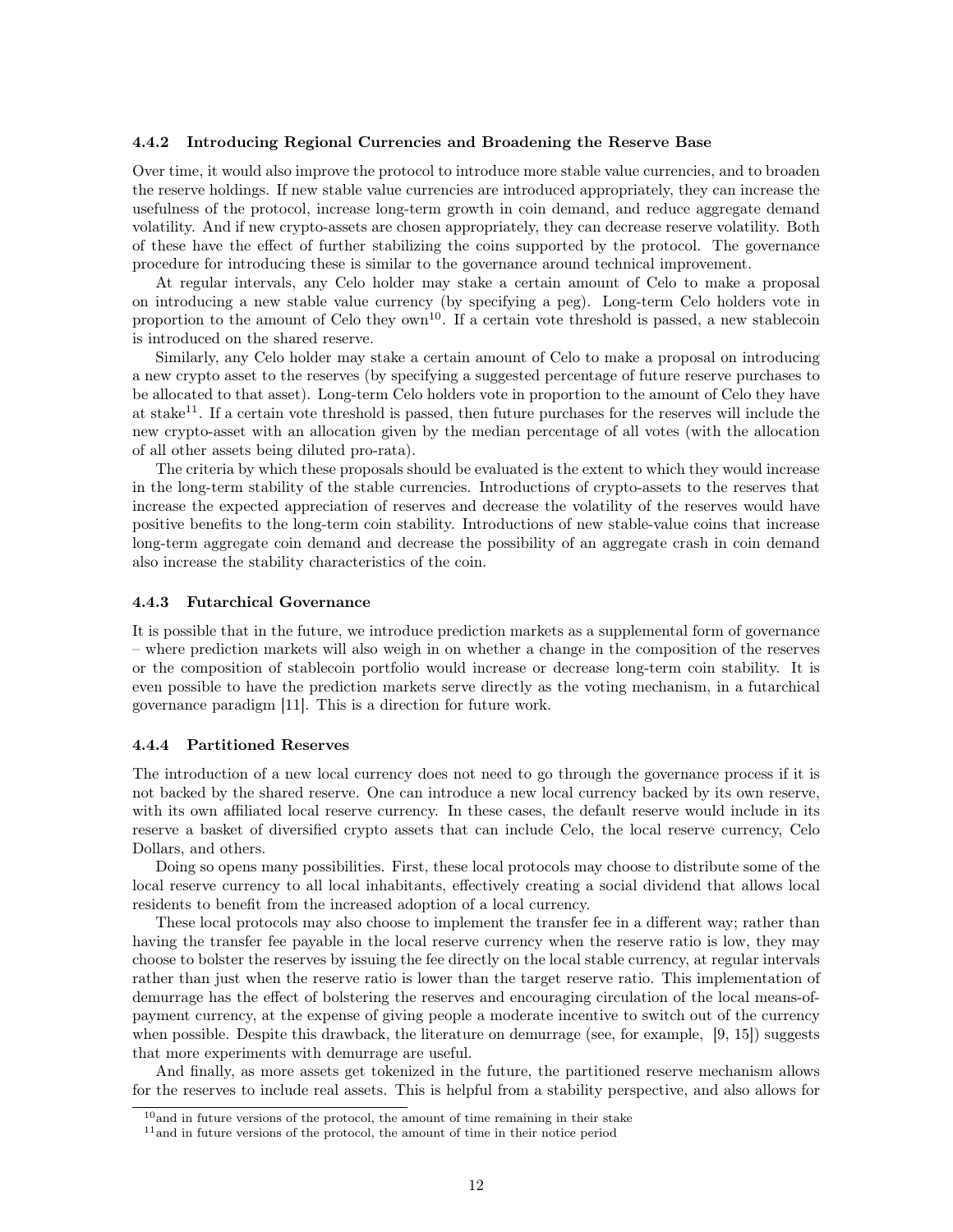#### 4.4.2 Introducing Regional Currencies and Broadening the Reserve Base

Over time, it would also improve the protocol to introduce more stable value currencies, and to broaden the reserve holdings. If new stable value currencies are introduced appropriately, they can increase the usefulness of the protocol, increase long-term growth in coin demand, and reduce aggregate demand volatility. And if new crypto-assets are chosen appropriately, they can decrease reserve volatility. Both of these have the effect of further stabilizing the coins supported by the protocol. The governance procedure for introducing these is similar to the governance around technical improvement.

At regular intervals, any Celo holder may stake a certain amount of Celo to make a proposal on introducing a new stable value currency (by specifying a peg). Long-term Celo holders vote in proportion to the amount of Celo they own[10]. If a certain vote threshold is passed, a new stablecoin is introduced on the shared reserve.

Similarly, any Celo holder may stake a certain amount of Celo to make a proposal on introducing a new crypto asset to the reserves (by specifying a suggested percentage of future reserve purchases to be allocated to that asset). Long-term Celo holders vote in proportion to the amount of Celo they have at stake[11]. If a certain vote threshold is passed, then future purchases for the reserves will include the new crypto-asset with an allocation given by the median percentage of all votes (with the allocation of all other assets being diluted pro-rata).

The criteria by which these proposals should be evaluated is the extent to which they would increase in the long-term stability of the stable currencies. Introductions of crypto-assets to the reserves that increase the expected appreciation of reserves and decrease the volatility of the reserves would have positive benefits to the long-term coin stability. Introductions of new stable-value coins that increase long-term aggregate coin demand and decrease the possibility of an aggregate crash in coin demand also increase the stability characteristics of the coin.

#### 4.4.3 Futarchical Governance

It is possible that in the future, we introduce prediction markets as a supplemental form of governance – where prediction markets will also weigh in on whether a change in the composition of the reserves or the composition of stablecoin portfolio would increase or decrease long-term coin stability. It is even possible to have the prediction markets serve directly as the voting mechanism, in a futarchical governance paradigm [11]. This is a direction for future work.

#### 4.4.4 Partitioned Reserves

The introduction of a new local currency does not need to go through the governance process if it is not backed by the shared reserve. One can introduce a new local currency backed by its own reserve, with its own affiliated local reserve currency. In these cases, the default reserve would include in its reserve a basket of diversified crypto assets that can include Celo, the local reserve currency, Celo Dollars, and others.

Doing so opens many possibilities. First, these local protocols may choose to distribute some of the local reserve currency to all local inhabitants, effectively creating a social dividend that allows local residents to benefit from the increased adoption of a local currency.

These local protocols may also choose to implement the transfer fee in a different way; rather than having the transfer fee payable in the local reserve currency when the reserve ratio is low, they may choose to bolster the reserves by issuing the fee directly on the local stable currency, at regular intervals rather than just when the reserve ratio is lower than the target reserve ratio. This implementation of demurrage has the effect of bolstering the reserves and encouraging circulation of the local means-of-payment currency, at the expense of giving people a moderate incentive to switch out of the currency when possible. Despite this drawback, the literature on demurrage (see, for example, [9, 15]) suggests that more experiments with demurrage are useful.

And finally, as more assets get tokenized in the future, the partitioned reserve mechanism allows for the reserves to include real assets. This is helpful from a stability perspective, and also allows for

[10] and in future versions of the protocol, the amount of time remaining in their stake

[11] and in future versions of the protocol, the amount of time in their notice period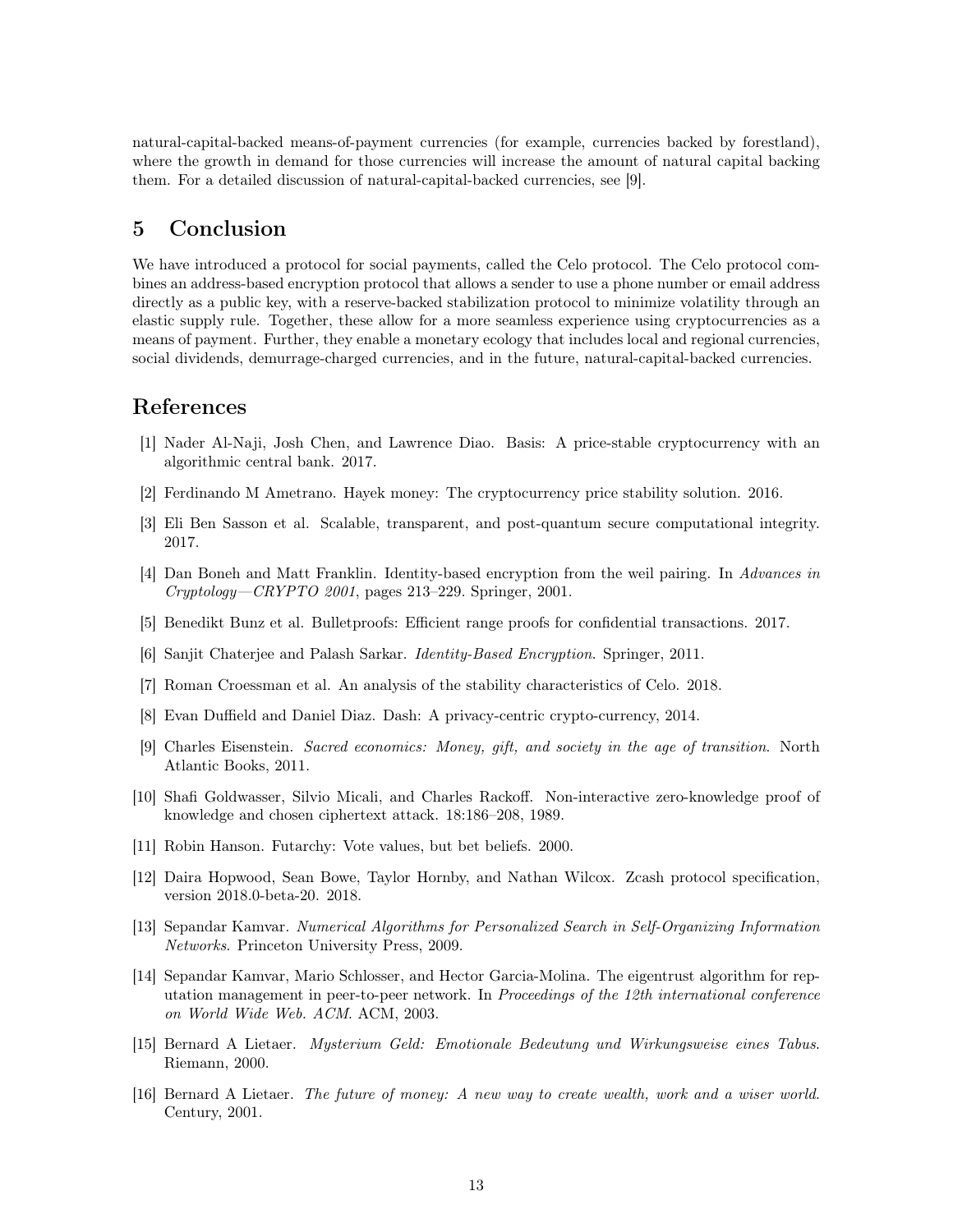natural-capital-backed means-of-payment currencies (for example, currencies backed by forestland), where the growth in demand for those currencies will increase the amount of natural capital backing them. For a detailed discussion of natural-capital-backed currencies, see [9].

## 5 Conclusion

We have introduced a protocol for social payments, called the Celo protocol. The Celo protocol combines an address-based encryption protocol that allows a sender to use a phone number or email address directly as a public key, with a reserve-backed stabilization protocol to minimize volatility through an elastic supply rule. Together, these allow for a more seamless experience using cryptocurrencies as a means of payment. Further, they enable a monetary ecology that includes local and regional currencies, social dividends, demurrage-charged currencies, and in the future, natural-capital-backed currencies.

## References

[1] Nader Al-Naji, Josh Chen, and Lawrence Diao. Basis: A price-stable cryptocurrency with an algorithmic central bank. 2017.

[2] Ferdinando M Ametrano. Hayek money: The cryptocurrency price stability solution. 2016.

[3] Eli Ben Sasson et al. Scalable, transparent, and post-quantum secure computational integrity. 2017.

[4] Dan Boneh and Matt Franklin. Identity-based encryption from the weil pairing. In *Advances in Cryptology—CRYPTO 2001*, pages 213–229. Springer, 2001.

[5] Benedikt Bunz et al. Bulletproofs: Efficient range proofs for confidential transactions. 2017.

[6] Sanjit Chaterjee and Palash Sarkar. *Identity-Based Encryption*. Springer, 2011.

[7] Roman Croessman et al. An analysis of the stability characteristics of Celo. 2018.

[8] Evan Duffield and Daniel Diaz. Dash: A privacy-centric crypto-currency, 2014.

[9] Charles Eisenstein. *Sacred economics: Money, gift, and society in the age of transition*. North Atlantic Books, 2011.

[10] Shafi Goldwasser, Silvio Micali, and Charles Rackoff. Non-interactive zero-knowledge proof of knowledge and chosen ciphertext attack. 18:186–208, 1989.

[11] Robin Hanson. Futarchy: Vote values, but bet beliefs. 2000.

[12] Daira Hopwood, Sean Bowe, Taylor Hornby, and Nathan Wilcox. Zcash protocol specification, version 2018.0-beta-20. 2018.

[13] Sepandar Kamvar. *Numerical Algorithms for Personalized Search in Self-Organizing Information Networks*. Princeton University Press, 2009.

[14] Sepandar Kamvar, Mario Schlosser, and Hector Garcia-Molina. The eigentrust algorithm for reputation management in peer-to-peer network. In *Proceedings of the 12th international conference on World Wide Web. ACM*. ACM, 2003.

[15] Bernard A Lietaer. *Mysterium Geld: Emotionale Bedeutung und Wirkungsweise eines Tabus*. Riemann, 2000.

[16] Bernard A Lietaer. *The future of money: A new way to create wealth, work and a wiser world*. Century, 2001.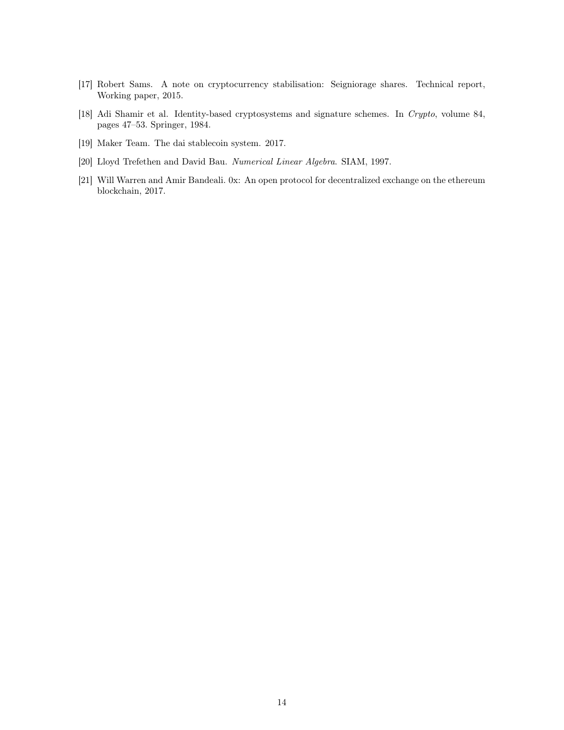[17] Robert Sams. A note on cryptocurrency stabilisation: Seigniorage shares. Technical report, Working paper, 2015.

[18] Adi Shamir et al. Identity-based cryptosystems and signature schemes. In *Crypto*, volume 84, pages 47–53. Springer, 1984.

[19] Maker Team. The dai stablecoin system. 2017.

[20] Lloyd Trefethen and David Bau. *Numerical Linear Algebra*. SIAM, 1997.

[21] Will Warren and Amir Bandeali. 0x: An open protocol for decentralized exchange on the ethereum blockchain, 2017.